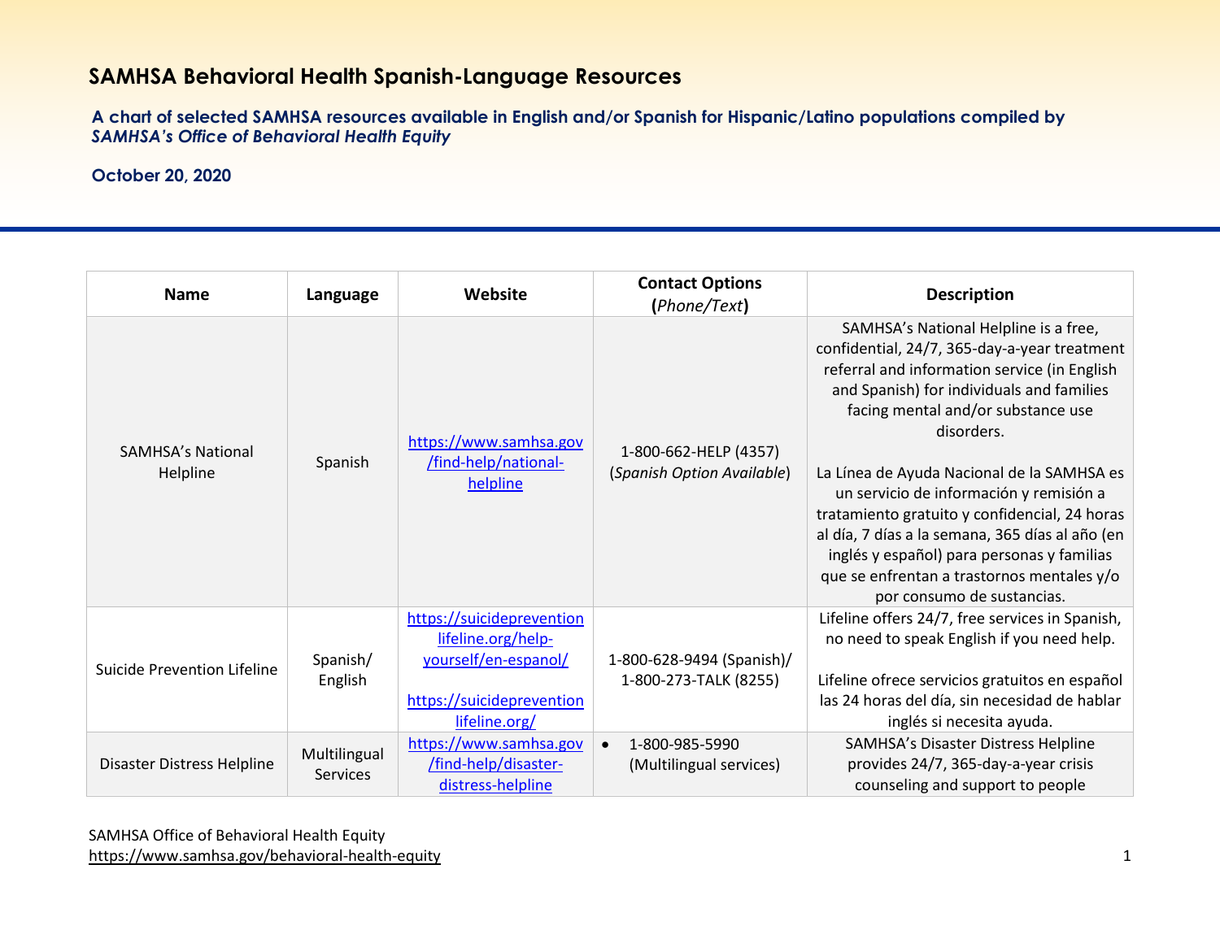# SAMHSA Behavioral Health Spanish-Language Resources

**A chart of selected SAMHSA resources available in English and/or Spanish for Hispanic/Latino populations compiled by *SAMHSA's Office of Behavioral Health Equity***

**October 20, 2020**

| Name | Language | Website | Contact Options (*Phone/Text*) | Description |
|---|---|---|---|---|
| SAMHSA's National Helpline | Spanish | https://www.samhsa.gov/find-help/national-helpline | 1-800-662-HELP (4357) (*Spanish Option Available*) | SAMHSA's National Helpline is a free, confidential, 24/7, 365-day-a-year treatment referral and information service (in English and Spanish) for individuals and families facing mental and/or substance use disorders.<br><br>La Línea de Ayuda Nacional de la SAMHSA es un servicio de información y remisión a tratamiento gratuito y confidencial, 24 horas al día, 7 días a la semana, 365 días al año (en inglés y español) para personas y familias que se enfrentan a trastornos mentales y/o por consumo de sustancias. |
| Suicide Prevention Lifeline | Spanish/ English | https://suicidepreventionlifeline.org/help-yourself/en-espanol/<br><br>https://suicidepreventionlifeline.org/ | 1-800-628-9494 (Spanish)/ 1-800-273-TALK (8255) | Lifeline offers 24/7, free services in Spanish, no need to speak English if you need help.<br><br>Lifeline ofrece servicios gratuitos en español las 24 horas del día, sin necesidad de hablar inglés si necesita ayuda. |
| Disaster Distress Helpline | Multilingual Services | https://www.samhsa.gov/find-help/disaster-distress-helpline | • 1-800-985-5990 (Multilingual services) | SAMHSA's Disaster Distress Helpline provides 24/7, 365-day-a-year crisis counseling and support to people |

SAMHSA Office of Behavioral Health Equity
https://www.samhsa.gov/behavioral-health-equity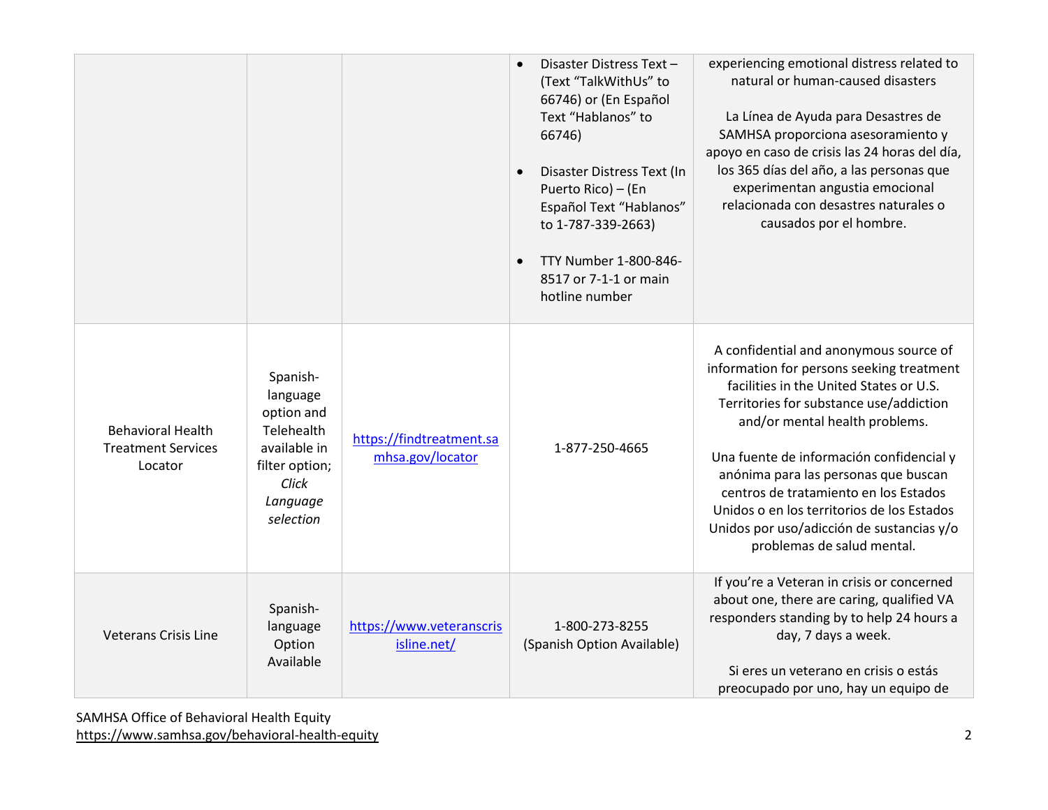| | | | | |
|---|---|---|---|---|
| | | | • Disaster Distress Text – (Text "TalkWithUs" to 66746) or (En Español Text "Hablanos" to 66746)<br><br>• Disaster Distress Text (In Puerto Rico) – (En Español Text "Hablanos" to 1-787-339-2663)<br><br>• TTY Number 1-800-846-8517 or 7-1-1 or main hotline number | experiencing emotional distress related to natural or human-caused disasters<br><br>La Línea de Ayuda para Desastres de SAMHSA proporciona asesoramiento y apoyo en caso de crisis las 24 horas del día, los 365 días del año, a las personas que experimentan angustia emocional relacionada con desastres naturales o causados por el hombre. |
| Behavioral Health Treatment Services Locator | Spanish-language option and Telehealth available in filter option; *Click Language selection* | https://findtreatment.samhsa.gov/locator | 1-877-250-4665 | A confidential and anonymous source of information for persons seeking treatment facilities in the United States or U.S. Territories for substance use/addiction and/or mental health problems.<br><br>Una fuente de información confidencial y anónima para las personas que buscan centros de tratamiento en los Estados Unidos o en los territorios de los Estados Unidos por uso/adicción de sustancias y/o problemas de salud mental. |
| Veterans Crisis Line | Spanish-language Option Available | https://www.veteranscrisisline.net/ | 1-800-273-8255 (Spanish Option Available) | If you're a Veteran in crisis or concerned about one, there are caring, qualified VA responders standing by to help 24 hours a day, 7 days a week.<br><br>Si eres un veterano en crisis o estás preocupado por uno, hay un equipo de |

SAMHSA Office of Behavioral Health Equity
https://www.samhsa.gov/behavioral-health-equity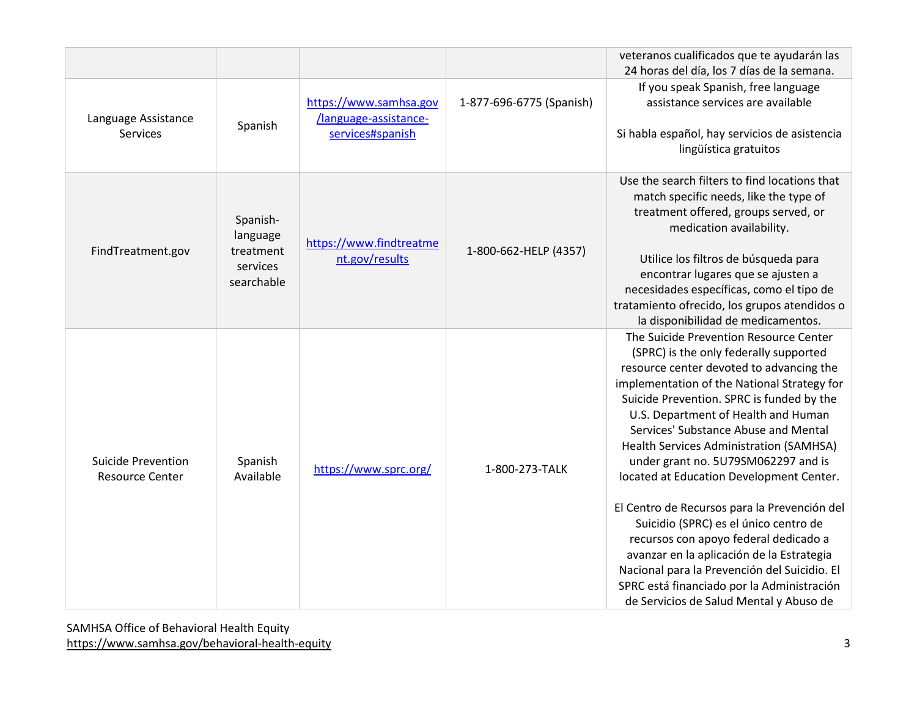| | | | | |
|---|---|---|---|---|
| | | | | veteranos cualificados que te ayudarán las 24 horas del día, los 7 días de la semana. |
| Language Assistance Services | Spanish | https://www.samhsa.gov/language-assistance-services#spanish | 1-877-696-6775 (Spanish) | If you speak Spanish, free language assistance services are available<br><br>Si habla español, hay servicios de asistencia lingüística gratuitos |
| FindTreatment.gov | Spanish-language treatment services searchable | https://www.findtreatment.gov/results | 1-800-662-HELP (4357) | Use the search filters to find locations that match specific needs, like the type of treatment offered, groups served, or medication availability.<br><br>Utilice los filtros de búsqueda para encontrar lugares que se ajusten a necesidades específicas, como el tipo de tratamiento ofrecido, los grupos atendidos o la disponibilidad de medicamentos. |
| Suicide Prevention Resource Center | Spanish Available | https://www.sprc.org/ | 1-800-273-TALK | The Suicide Prevention Resource Center (SPRC) is the only federally supported resource center devoted to advancing the implementation of the National Strategy for Suicide Prevention. SPRC is funded by the U.S. Department of Health and Human Services' Substance Abuse and Mental Health Services Administration (SAMHSA) under grant no. 5U79SM062297 and is located at Education Development Center.<br><br>El Centro de Recursos para la Prevención del Suicidio (SPRC) es el único centro de recursos con apoyo federal dedicado a avanzar en la aplicación de la Estrategia Nacional para la Prevención del Suicidio. El SPRC está financiado por la Administración de Servicios de Salud Mental y Abuso de |

SAMHSA Office of Behavioral Health Equity
https://www.samhsa.gov/behavioral-health-equity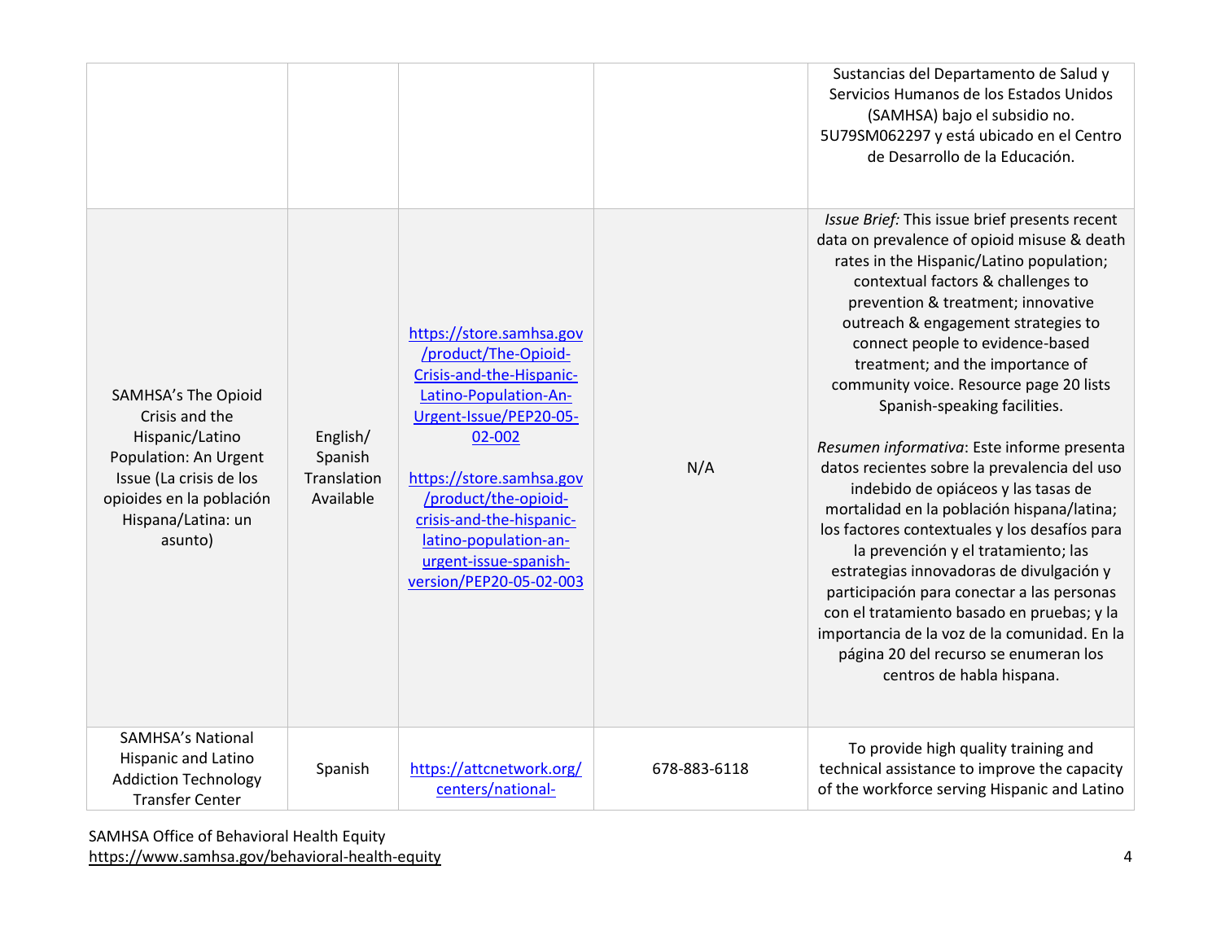| | | | | |
|---|---|---|---|---|
| | | | | Sustancias del Departamento de Salud y Servicios Humanos de los Estados Unidos (SAMHSA) bajo el subsidio no. 5U79SM062297 y está ubicado en el Centro de Desarrollo de la Educación. |
| SAMHSA's The Opioid Crisis and the Hispanic/Latino Population: An Urgent Issue (La crisis de los opioides en la población Hispana/Latina: un asunto) | English/ Spanish Translation Available | https://store.samhsa.gov/product/The-Opioid-Crisis-and-the-Hispanic-Latino-Population-An-Urgent-Issue/PEP20-05-02-002<br><br>https://store.samhsa.gov/product/the-opioid-crisis-and-the-hispanic-latino-population-an-urgent-issue-spanish-version/PEP20-05-02-003 | N/A | *Issue Brief:* This issue brief presents recent data on prevalence of opioid misuse & death rates in the Hispanic/Latino population; contextual factors & challenges to prevention & treatment; innovative outreach & engagement strategies to connect people to evidence-based treatment; and the importance of community voice. Resource page 20 lists Spanish-speaking facilities.<br><br>*Resumen informativa*: Este informe presenta datos recientes sobre la prevalencia del uso indebido de opiáceos y las tasas de mortalidad en la población hispana/latina; los factores contextuales y los desafíos para la prevención y el tratamiento; las estrategias innovadoras de divulgación y participación para conectar a las personas con el tratamiento basado en pruebas; y la importancia de la voz de la comunidad. En la página 20 del recurso se enumeran los centros de habla hispana. |
| SAMHSA's National Hispanic and Latino Addiction Technology Transfer Center | Spanish | https://attcnetwork.org/centers/national- | 678-883-6118 | To provide high quality training and technical assistance to improve the capacity of the workforce serving Hispanic and Latino |

SAMHSA Office of Behavioral Health Equity
https://www.samhsa.gov/behavioral-health-equity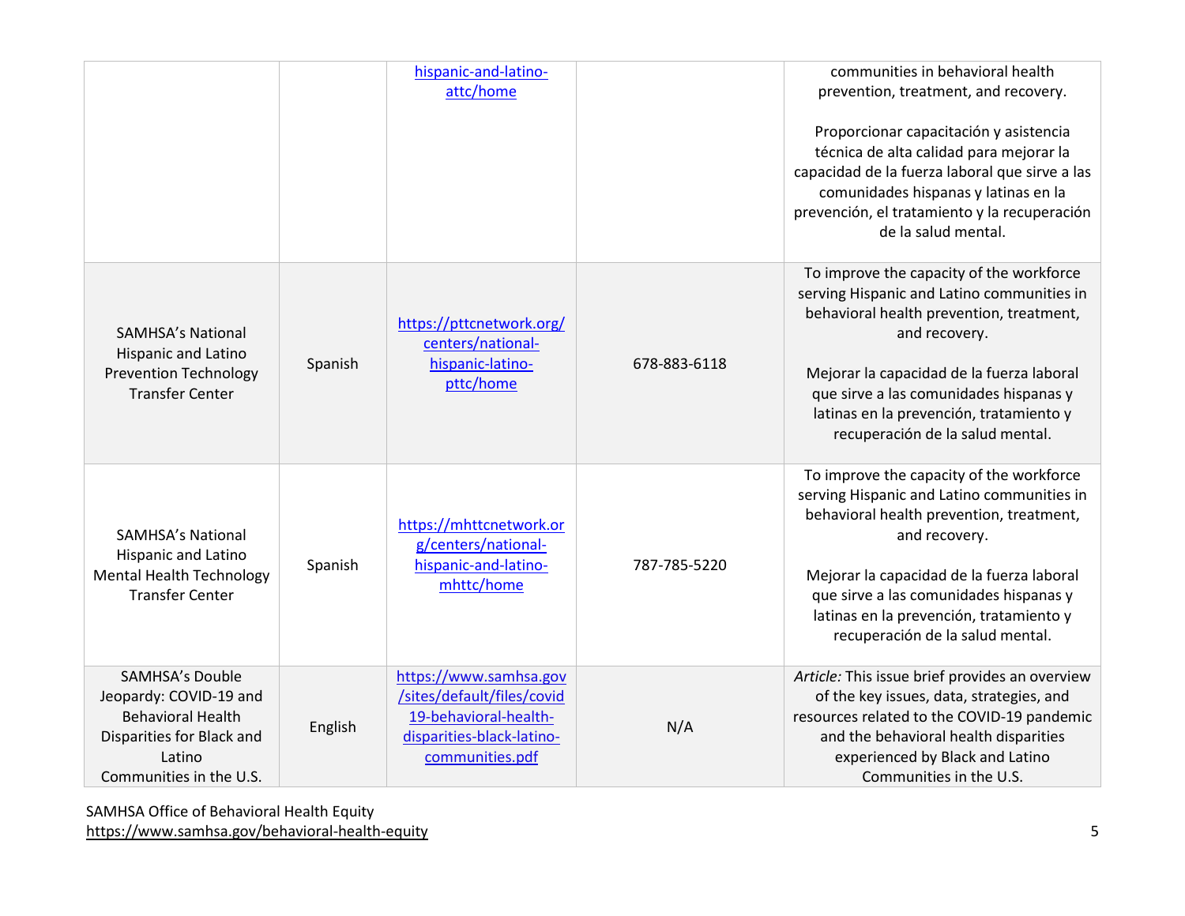| | | | | |
|---|---|---|---|---|
| | | hispanic-and-latino-attc/home | | communities in behavioral health prevention, treatment, and recovery.<br><br>Proporcionar capacitación y asistencia técnica de alta calidad para mejorar la capacidad de la fuerza laboral que sirve a las comunidades hispanas y latinas en la prevención, el tratamiento y la recuperación de la salud mental. |
| SAMHSA's National Hispanic and Latino Prevention Technology Transfer Center | Spanish | https://pttcnetwork.org/centers/national-hispanic-latino-pttc/home | 678-883-6118 | To improve the capacity of the workforce serving Hispanic and Latino communities in behavioral health prevention, treatment, and recovery.<br><br>Mejorar la capacidad de la fuerza laboral que sirve a las comunidades hispanas y latinas en la prevención, tratamiento y recuperación de la salud mental. |
| SAMHSA's National Hispanic and Latino Mental Health Technology Transfer Center | Spanish | https://mhttcnetwork.org/centers/national-hispanic-and-latino-mhttc/home | 787-785-5220 | To improve the capacity of the workforce serving Hispanic and Latino communities in behavioral health prevention, treatment, and recovery.<br><br>Mejorar la capacidad de la fuerza laboral que sirve a las comunidades hispanas y latinas en la prevención, tratamiento y recuperación de la salud mental. |
| SAMHSA's Double Jeopardy: COVID-19 and Behavioral Health Disparities for Black and Latino Communities in the U.S. | English | https://www.samhsa.gov/sites/default/files/covid19-behavioral-health-disparities-black-latino-communities.pdf | N/A | *Article:* This issue brief provides an overview of the key issues, data, strategies, and resources related to the COVID-19 pandemic and the behavioral health disparities experienced by Black and Latino Communities in the U.S. |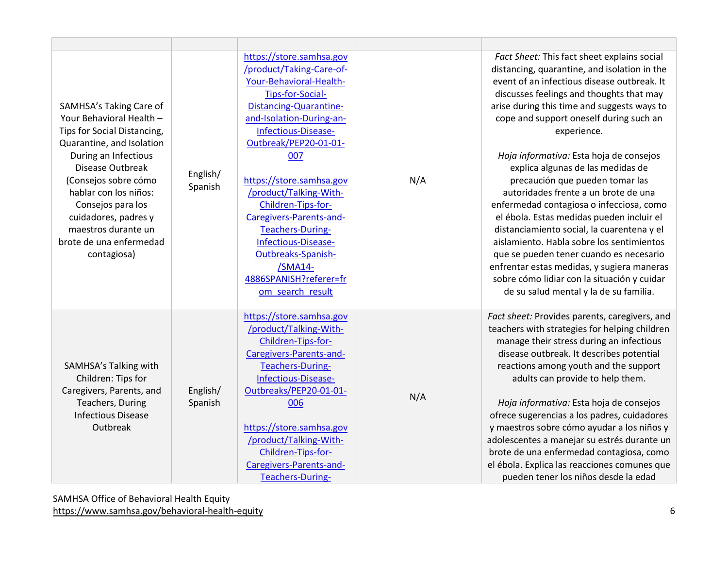| | | | | |
|---|---|---|---|---|
| SAMHSA's Taking Care of Your Behavioral Health – Tips for Social Distancing, Quarantine, and Isolation During an Infectious Disease Outbreak (Consejos sobre cómo hablar con los niños: Consejos para los cuidadores, padres y maestros durante un brote de una enfermedad contagiosa) | English/ Spanish | https://store.samhsa.gov/product/Taking-Care-of-Your-Behavioral-Health-Tips-for-Social-Distancing-Quarantine-and-Isolation-During-an-Infectious-Disease-Outbreak/PEP20-01-01-007<br><br>https://store.samhsa.gov/product/Talking-With-Children-Tips-for-Caregivers-Parents-and-Teachers-During-Infectious-Disease-Outbreaks-Spanish-/SMA14-4886SPANISH?referer=from_search_result | N/A | *Fact Sheet:* This fact sheet explains social distancing, quarantine, and isolation in the event of an infectious disease outbreak. It discusses feelings and thoughts that may arise during this time and suggests ways to cope and support oneself during such an experience.<br><br>*Hoja informativa:* Esta hoja de consejos explica algunas de las medidas de precaución que pueden tomar las autoridades frente a un brote de una enfermedad contagiosa o infecciosa, como el ébola. Estas medidas pueden incluir el distanciamiento social, la cuarentena y el aislamiento. Habla sobre los sentimientos que se pueden tener cuando es necesario enfrentar estas medidas, y sugiera maneras sobre cómo lidiar con la situación y cuidar de su salud mental y la de su familia. |
| SAMHSA's Talking with Children: Tips for Caregivers, Parents, and Teachers, During Infectious Disease Outbreak | English/ Spanish | https://store.samhsa.gov/product/Talking-With-Children-Tips-for-Caregivers-Parents-and-Teachers-During-Infectious-Disease-Outbreaks/PEP20-01-01-006<br><br>https://store.samhsa.gov/product/Talking-With-Children-Tips-for-Caregivers-Parents-and-Teachers-During- | N/A | *Fact sheet:* Provides parents, caregivers, and teachers with strategies for helping children manage their stress during an infectious disease outbreak. It describes potential reactions among youth and the support adults can provide to help them.<br><br>*Hoja informativa:* Esta hoja de consejos ofrece sugerencias a los padres, cuidadores y maestros sobre cómo ayudar a los niños y adolescentes a manejar su estrés durante un brote de una enfermedad contagiosa, como el ébola. Explica las reacciones comunes que pueden tener los niños desde la edad |

SAMHSA Office of Behavioral Health Equity
https://www.samhsa.gov/behavioral-health-equity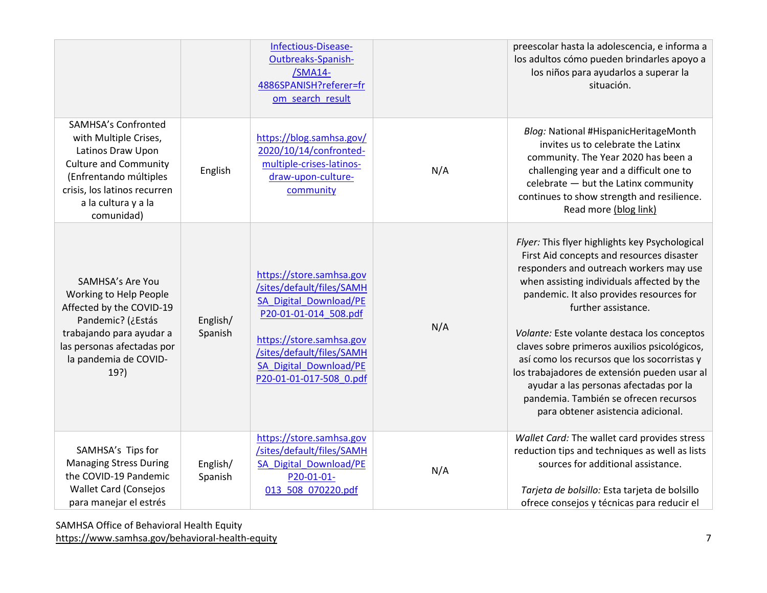| | | | | |
|---|---|---|---|---|
| | | Infectious-Disease-Outbreaks-Spanish-/SMA14-4886SPANISH?referer=from_search_result | | preescolar hasta la adolescencia, e informa a los adultos cómo pueden brindarles apoyo a los niños para ayudarlos a superar la situación. |
| SAMHSA's Confronted with Multiple Crises, Latinos Draw Upon Culture and Community (Enfrentando múltiples crisis, los latinos recurren a la cultura y a la comunidad) | English | https://blog.samhsa.gov/2020/10/14/confronted-multiple-crises-latinos-draw-upon-culture-community | N/A | *Blog:* National #HispanicHeritageMonth invites us to celebrate the Latinx community. The Year 2020 has been a challenging year and a difficult one to celebrate — but the Latinx community continues to show strength and resilience. Read more (blog link) |
| SAMHSA's Are You Working to Help People Affected by the COVID-19 Pandemic? (¿Estás trabajando para ayudar a las personas afectadas por la pandemia de COVID-19?) | English/ Spanish | https://store.samhsa.gov/sites/default/files/SAMHSA_Digital_Download/PEP20-01-01-014_508.pdf<br><br>https://store.samhsa.gov/sites/default/files/SAMHSA_Digital_Download/PEP20-01-01-017-508_0.pdf | N/A | *Flyer:* This flyer highlights key Psychological First Aid concepts and resources disaster responders and outreach workers may use when assisting individuals affected by the pandemic. It also provides resources for further assistance.<br><br>*Volante:* Este volante destaca los conceptos claves sobre primeros auxilios psicológicos, así como los recursos que los socorristas y los trabajadores de extensión pueden usar al ayudar a las personas afectadas por la pandemia. También se ofrecen recursos para obtener asistencia adicional. |
| SAMHSA's Tips for Managing Stress During the COVID-19 Pandemic Wallet Card (Consejos para manejar el estrés | English/ Spanish | https://store.samhsa.gov/sites/default/files/SAMHSA_Digital_Download/PEP20-01-01-013_508_070220.pdf | N/A | *Wallet Card:* The wallet card provides stress reduction tips and techniques as well as lists sources for additional assistance.<br><br>*Tarjeta de bolsillo:* Esta tarjeta de bolsillo ofrece consejos y técnicas para reducir el |

SAMHSA Office of Behavioral Health Equity
https://www.samhsa.gov/behavioral-health-equity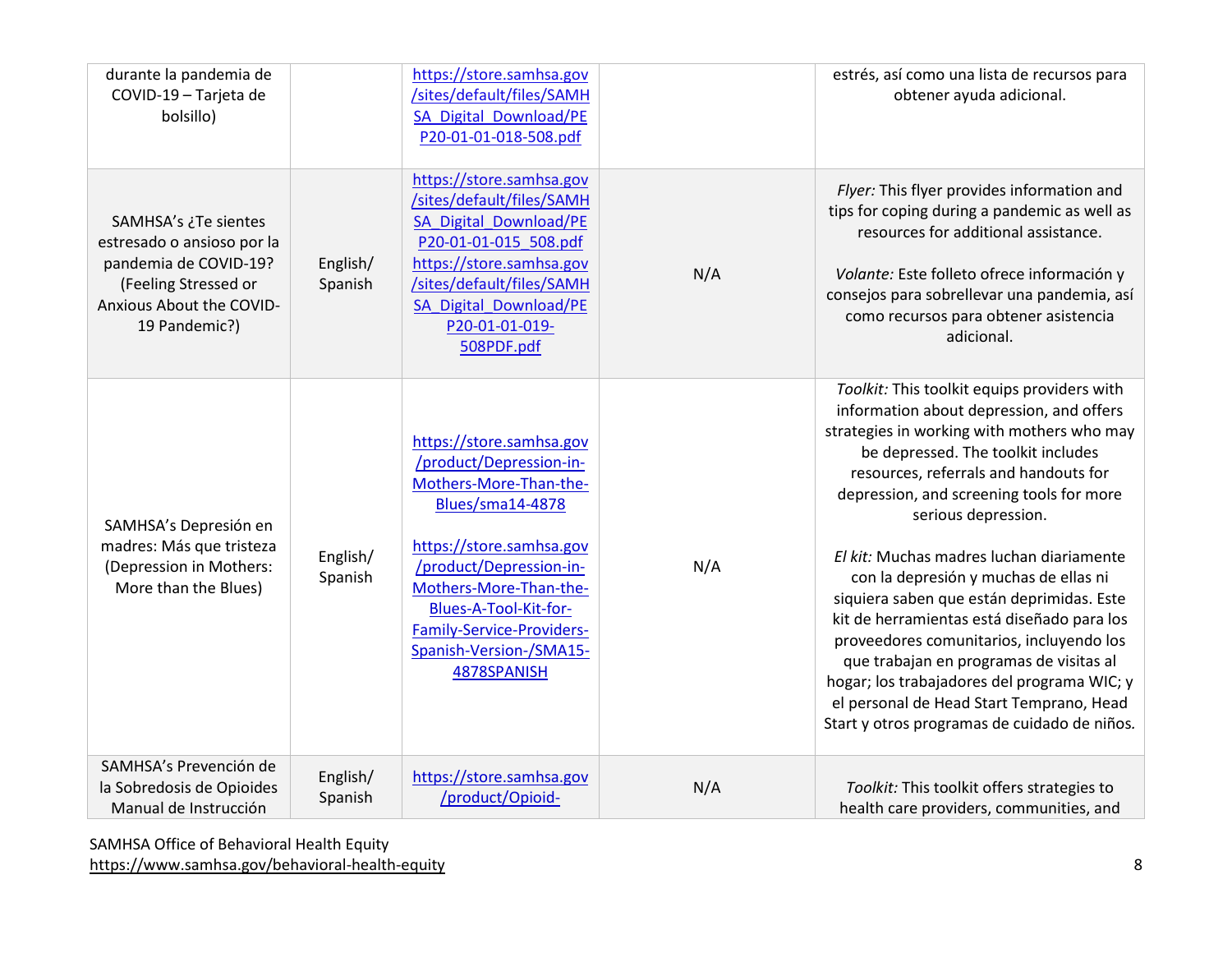| | | | | |
|---|---|---|---|---|
| durante la pandemia de COVID-19 – Tarjeta de bolsillo) | | https://store.samhsa.gov/sites/default/files/SAMHSA_Digital_Download/PEP20-01-01-018-508.pdf | | estrés, así como una lista de recursos para obtener ayuda adicional. |
| SAMHSA's ¿Te sientes estresado o ansioso por la pandemia de COVID-19? (Feeling Stressed or Anxious About the COVID-19 Pandemic?) | English/ Spanish | https://store.samhsa.gov/sites/default/files/SAMHSA_Digital_Download/PEP20-01-01-015_508.pdf https://store.samhsa.gov/sites/default/files/SAMHSA_Digital_Download/PEP20-01-01-019-508PDF.pdf | N/A | *Flyer:* This flyer provides information and tips for coping during a pandemic as well as resources for additional assistance.<br><br>*Volante:* Este folleto ofrece información y consejos para sobrellevar una pandemia, así como recursos para obtener asistencia adicional. |
| SAMHSA's Depresión en madres: Más que tristeza (Depression in Mothers: More than the Blues) | English/ Spanish | https://store.samhsa.gov/product/Depression-in-Mothers-More-Than-the-Blues/sma14-4878<br><br>https://store.samhsa.gov/product/Depression-in-Mothers-More-Than-the-Blues-A-Tool-Kit-for-Family-Service-Providers-Spanish-Version-/SMA15-4878SPANISH | N/A | *Toolkit:* This toolkit equips providers with information about depression, and offers strategies in working with mothers who may be depressed. The toolkit includes resources, referrals and handouts for depression, and screening tools for more serious depression.<br><br>*El kit:* Muchas madres luchan diariamente con la depresión y muchas de ellas ni siquiera saben que están deprimidas. Este kit de herramientas está diseñado para los proveedores comunitarios, incluyendo los que trabajan en programas de visitas al hogar; los trabajadores del programa WIC; y el personal de Head Start Temprano, Head Start y otros programas de cuidado de niños. |
| SAMHSA's Prevención de la Sobredosis de Opioides Manual de Instrucción | English/ Spanish | https://store.samhsa.gov/product/Opioid- | N/A | *Toolkit:* This toolkit offers strategies to health care providers, communities, and |

SAMHSA Office of Behavioral Health Equity
https://www.samhsa.gov/behavioral-health-equity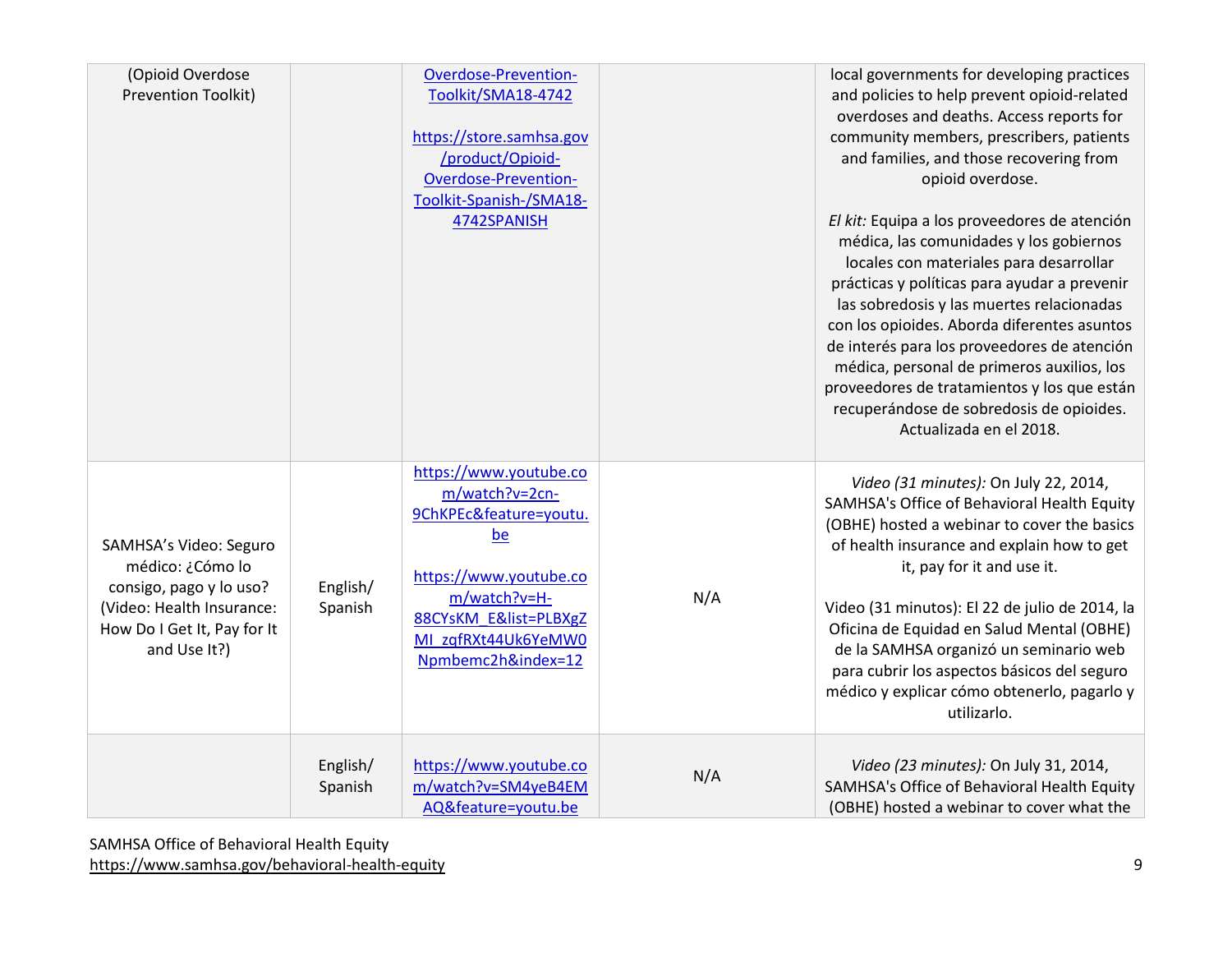| | | | | |
|---|---|---|---|---|
| (Opioid Overdose Prevention Toolkit) | | Overdose-Prevention-Toolkit/SMA18-4742<br><br>https://store.samhsa.gov/product/Opioid-Overdose-Prevention-Toolkit-Spanish-/SMA18-4742SPANISH | | local governments for developing practices and policies to help prevent opioid-related overdoses and deaths. Access reports for community members, prescribers, patients and families, and those recovering from opioid overdose.<br><br>*El kit:* Equipa a los proveedores de atención médica, las comunidades y los gobiernos locales con materiales para desarrollar prácticas y políticas para ayudar a prevenir las sobredosis y las muertes relacionadas con los opioides. Aborda diferentes asuntos de interés para los proveedores de atención médica, personal de primeros auxilios, los proveedores de tratamientos y los que están recuperándose de sobredosis de opioides. Actualizada en el 2018. |
| SAMHSA's Video: Seguro médico: ¿Cómo lo consigo, pago y lo uso? (Video: Health Insurance: How Do I Get It, Pay for It and Use It?) | English/ Spanish | https://www.youtube.com/watch?v=2cn-9ChKPEc&feature=youtu.be<br><br>https://www.youtube.com/watch?v=H-88CYsKM_E&list=PLBXgZMI_zqfRXt44Uk6YeMW0Npmbemc2h&index=12 | N/A | *Video (31 minutes):* On July 22, 2014, SAMHSA's Office of Behavioral Health Equity (OBHE) hosted a webinar to cover the basics of health insurance and explain how to get it, pay for it and use it.<br><br>Video (31 minutos): El 22 de julio de 2014, la Oficina de Equidad en Salud Mental (OBHE) de la SAMHSA organizó un seminario web para cubrir los aspectos básicos del seguro médico y explicar cómo obtenerlo, pagarlo y utilizarlo. |
| | English/ Spanish | https://www.youtube.com/watch?v=SM4yeB4EMAQ&feature=youtu.be | N/A | *Video (23 minutes):* On July 31, 2014, SAMHSA's Office of Behavioral Health Equity (OBHE) hosted a webinar to cover what the |

SAMHSA Office of Behavioral Health Equity
https://www.samhsa.gov/behavioral-health-equity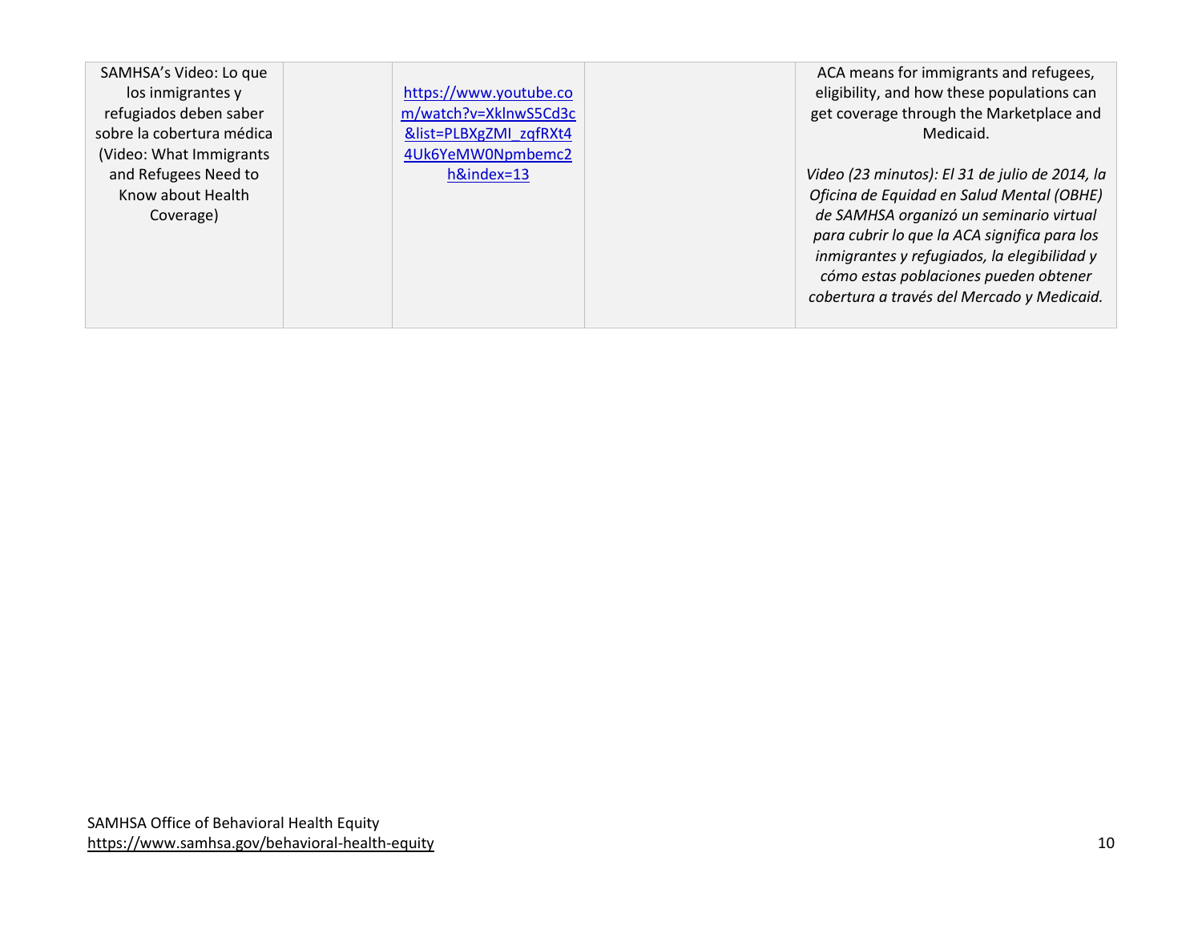| | | | | |
|---|---|---|---|---|
| SAMHSA's Video: Lo que los inmigrantes y refugiados deben saber sobre la cobertura médica (Video: What Immigrants and Refugees Need to Know about Health Coverage) | | https://www.youtube.com/watch?v=XklnwS5Cd3c&list=PLBXgZMI_zqfRXt44Uk6YeMW0Npmbemc2h&index=13 | | ACA means for immigrants and refugees, eligibility, and how these populations can get coverage through the Marketplace and Medicaid.<br><br>*Video (23 minutos): El 31 de julio de 2014, la Oficina de Equidad en Salud Mental (OBHE) de SAMHSA organizó un seminario virtual para cubrir lo que la ACA significa para los inmigrantes y refugiados, la elegibilidad y cómo estas poblaciones pueden obtener cobertura a través del Mercado y Medicaid.* |